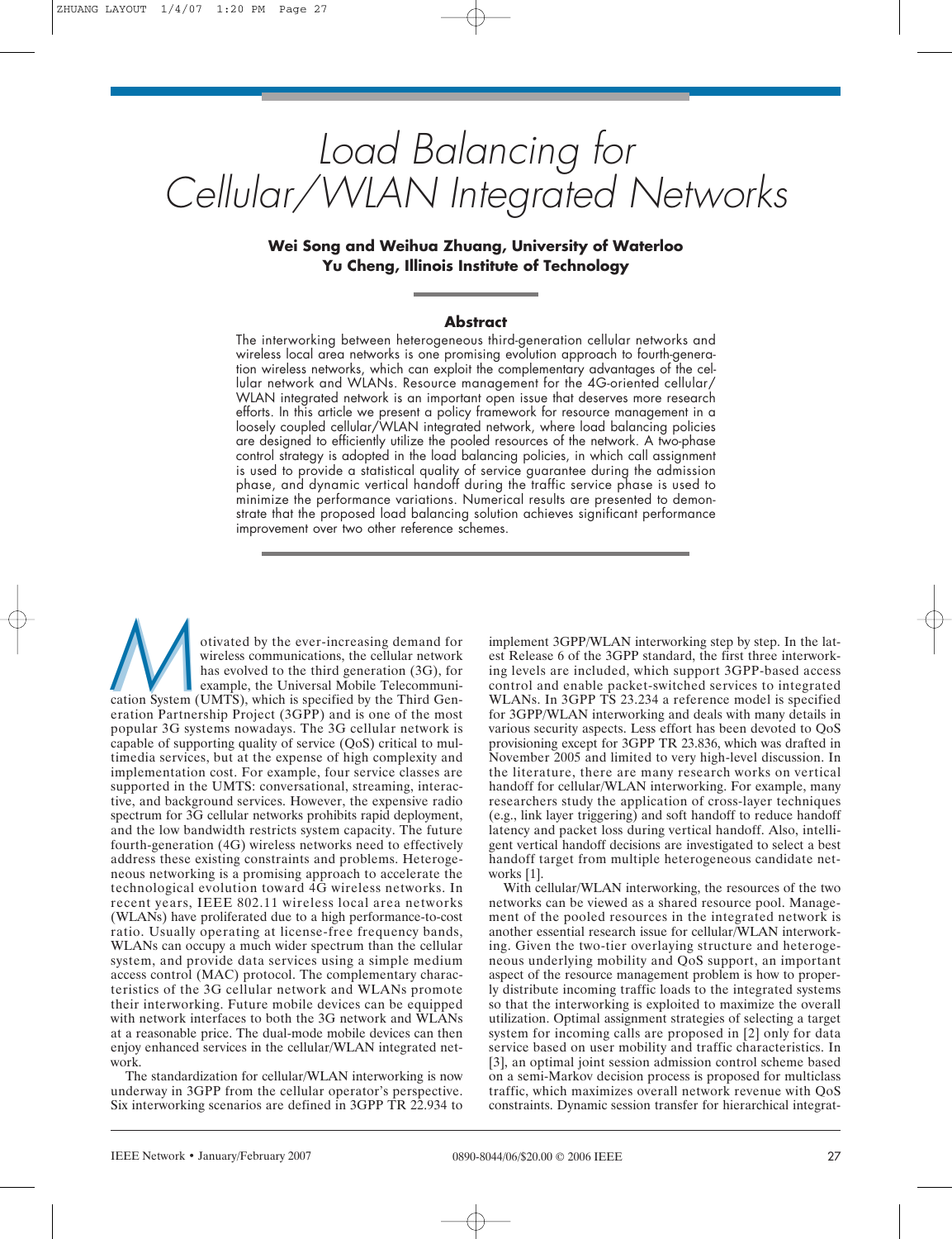# Load Balancing for Cellular/WLAN Integrated Networks

**Wei Song and Weihua Zhuang, University of Waterloo**
**Yu Cheng, Illinois Institute of Technology**

## Abstract

The interworking between heterogeneous third-generation cellular networks and wireless local area networks is one promising evolution approach to fourth-generation wireless networks, which can exploit the complementary advantages of the cellular network and WLANs. Resource management for the 4G-oriented cellular/WLAN integrated network is an important open issue that deserves more research efforts. In this article we present a policy framework for resource management in a loosely coupled cellular/WLAN integrated network, where load balancing policies are designed to efficiently utilize the pooled resources of the network. A two-phase control strategy is adopted in the load balancing policies, in which call assignment is used to provide a statistical quality of service guarantee during the admission phase, and dynamic vertical handoff during the traffic service phase is used to minimize the performance variations. Numerical results are presented to demonstrate that the proposed load balancing solution achieves significant performance improvement over two other reference schemes.

Motivated by the ever-increasing demand for wireless communications, the cellular network has evolved to the third generation (3G), for example, the Universal Mobile Telecommunication System (UMTS), which is specified by the Third Generation Partnership Project (3GPP) and is one of the most popular 3G systems nowadays. The 3G cellular network is capable of supporting quality of service (QoS) critical to multimedia services, but at the expense of high complexity and implementation cost. For example, four service classes are supported in the UMTS: conversational, streaming, interactive, and background services. However, the expensive radio spectrum for 3G cellular networks prohibits rapid deployment, and the low bandwidth restricts system capacity. The future fourth-generation (4G) wireless networks need to effectively address these existing constraints and problems. Heterogeneous networking is a promising approach to accelerate the technological evolution toward 4G wireless networks. In recent years, IEEE 802.11 wireless local area networks (WLANs) have proliferated due to a high performance-to-cost ratio. Usually operating at license-free frequency bands, WLANs can occupy a much wider spectrum than the cellular system, and provide data services using a simple medium access control (MAC) protocol. The complementary characteristics of the 3G cellular network and WLANs promote their interworking. Future mobile devices can be equipped with network interfaces to both the 3G network and WLANs at a reasonable price. The dual-mode mobile devices can then enjoy enhanced services in the cellular/WLAN integrated network.

The standardization for cellular/WLAN interworking is now underway in 3GPP from the cellular operator's perspective. Six interworking scenarios are defined in 3GPP TR 22.934 to implement 3GPP/WLAN interworking step by step. In the latest Release 6 of the 3GPP standard, the first three interworking levels are included, which support 3GPP-based access control and enable packet-switched services to integrated WLANs. In 3GPP TS 23.234 a reference model is specified for 3GPP/WLAN interworking and deals with many details in various security aspects. Less effort has been devoted to QoS provisioning except for 3GPP TR 23.836, which was drafted in November 2005 and limited to very high-level discussion. In the literature, there are many research works on vertical handoff for cellular/WLAN interworking. For example, many researchers study the application of cross-layer techniques (e.g., link layer triggering) and soft handoff to reduce handoff latency and packet loss during vertical handoff. Also, intelligent vertical handoff decisions are investigated to select a best handoff target from multiple heterogeneous candidate networks [1].

With cellular/WLAN interworking, the resources of the two networks can be viewed as a shared resource pool. Management of the pooled resources in the integrated network is another essential research issue for cellular/WLAN interworking. Given the two-tier overlaying structure and heterogeneous underlying mobility and QoS support, an important aspect of the resource management problem is how to properly distribute incoming traffic loads to the integrated systems so that the interworking is exploited to maximize the overall utilization. Optimal assignment strategies of selecting a target system for incoming calls are proposed in [2] only for data service based on user mobility and traffic characteristics. In [3], an optimal joint session admission control scheme based on a semi-Markov decision process is proposed for multiclass traffic, which maximizes overall network revenue with QoS constraints. Dynamic session transfer for hierarchical integrat-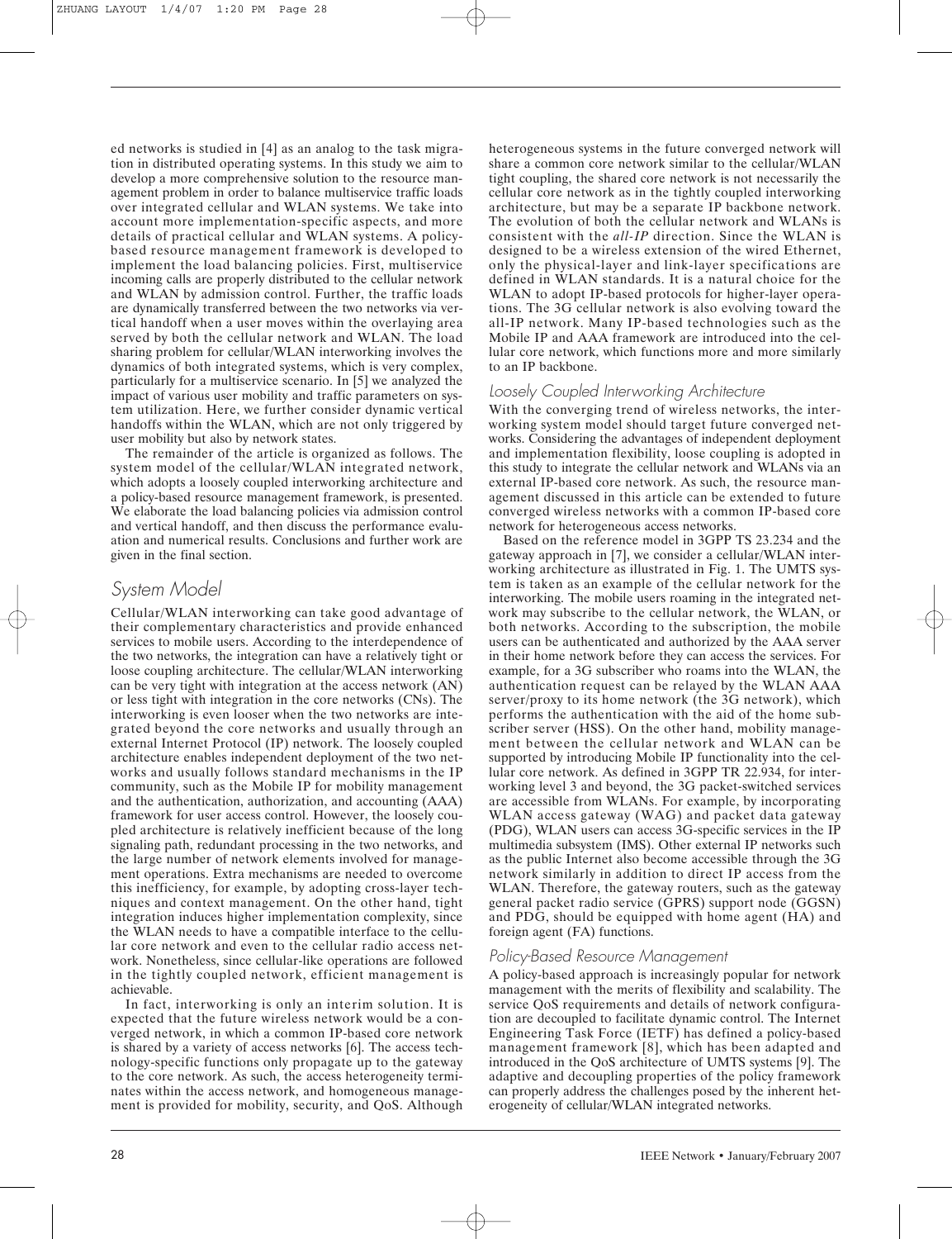ed networks is studied in [4] as an analog to the task migration in distributed operating systems. In this study we aim to develop a more comprehensive solution to the resource management problem in order to balance multiservice traffic loads over integrated cellular and WLAN systems. We take into account more implementation-specific aspects, and more details of practical cellular and WLAN systems. A policy-based resource management framework is developed to implement the load balancing policies. First, multiservice incoming calls are properly distributed to the cellular network and WLAN by admission control. Further, the traffic loads are dynamically transferred between the two networks via vertical handoff when a user moves within the overlaying area served by both the cellular network and WLAN. The load sharing problem for cellular/WLAN interworking involves the dynamics of both integrated systems, which is very complex, particularly for a multiservice scenario. In [5] we analyzed the impact of various user mobility and traffic parameters on system utilization. Here, we further consider dynamic vertical handoffs within the WLAN, which are not only triggered by user mobility but also by network states.

The remainder of the article is organized as follows. The system model of the cellular/WLAN integrated network, which adopts a loosely coupled interworking architecture and a policy-based resource management framework, is presented. We elaborate the load balancing policies via admission control and vertical handoff, and then discuss the performance evaluation and numerical results. Conclusions and further work are given in the final section.

## System Model

Cellular/WLAN interworking can take good advantage of their complementary characteristics and provide enhanced services to mobile users. According to the interdependence of the two networks, the integration can have a relatively tight or loose coupling architecture. The cellular/WLAN interworking can be very tight with integration at the access network (AN) or less tight with integration in the core networks (CNs). The interworking is even looser when the two networks are integrated beyond the core networks and usually through an external Internet Protocol (IP) network. The loosely coupled architecture enables independent deployment of the two networks and usually follows standard mechanisms in the IP community, such as the Mobile IP for mobility management and the authentication, authorization, and accounting (AAA) framework for user access control. However, the loosely coupled architecture is relatively inefficient because of the long signaling path, redundant processing in the two networks, and the large number of network elements involved for management operations. Extra mechanisms are needed to overcome this inefficiency, for example, by adopting cross-layer techniques and context management. On the other hand, tight integration induces higher implementation complexity, since the WLAN needs to have a compatible interface to the cellular core network and even to the cellular radio access network. Nonetheless, since cellular-like operations are followed in the tightly coupled network, efficient management is achievable.

In fact, interworking is only an interim solution. It is expected that the future wireless network would be a converged network, in which a common IP-based core network is shared by a variety of access networks [6]. The access technology-specific functions only propagate up to the gateway to the core network. As such, the access heterogeneity terminates within the access network, and homogeneous management is provided for mobility, security, and QoS. Although heterogeneous systems in the future converged network will share a common core network similar to the cellular/WLAN tight coupling, the shared core network is not necessarily the cellular core network as in the tightly coupled interworking architecture, but may be a separate IP backbone network. The evolution of both the cellular network and WLANs is consistent with the *all-IP* direction. Since the WLAN is designed to be a wireless extension of the wired Ethernet, only the physical-layer and link-layer specifications are defined in WLAN standards. It is a natural choice for the WLAN to adopt IP-based protocols for higher-layer operations. The 3G cellular network is also evolving toward the all-IP network. Many IP-based technologies such as the Mobile IP and AAA framework are introduced into the cellular core network, which functions more and more similarly to an IP backbone.

### Loosely Coupled Interworking Architecture

With the converging trend of wireless networks, the interworking system model should target future converged networks. Considering the advantages of independent deployment and implementation flexibility, loose coupling is adopted in this study to integrate the cellular network and WLANs via an external IP-based core network. As such, the resource management discussed in this article can be extended to future converged wireless networks with a common IP-based core network for heterogeneous access networks.

Based on the reference model in 3GPP TS 23.234 and the gateway approach in [7], we consider a cellular/WLAN interworking architecture as illustrated in Fig. 1. The UMTS system is taken as an example of the cellular network for the interworking. The mobile users roaming in the integrated network may subscribe to the cellular network, the WLAN, or both networks. According to the subscription, the mobile users can be authenticated and authorized by the AAA server in their home network before they can access the services. For example, for a 3G subscriber who roams into the WLAN, the authentication request can be relayed by the WLAN AAA server/proxy to its home network (the 3G network), which performs the authentication with the aid of the home subscriber server (HSS). On the other hand, mobility management between the cellular network and WLAN can be supported by introducing Mobile IP functionality into the cellular core network. As defined in 3GPP TR 22.934, for interworking level 3 and beyond, the 3G packet-switched services are accessible from WLANs. For example, by incorporating WLAN access gateway (WAG) and packet data gateway (PDG), WLAN users can access 3G-specific services in the IP multimedia subsystem (IMS). Other external IP networks such as the public Internet also become accessible through the 3G network similarly in addition to direct IP access from the WLAN. Therefore, the gateway routers, such as the gateway general packet radio service (GPRS) support node (GGSN) and PDG, should be equipped with home agent (HA) and foreign agent (FA) functions.

### Policy-Based Resource Management

A policy-based approach is increasingly popular for network management with the merits of flexibility and scalability. The service QoS requirements and details of network configuration are decoupled to facilitate dynamic control. The Internet Engineering Task Force (IETF) has defined a policy-based management framework [8], which has been adapted and introduced in the QoS architecture of UMTS systems [9]. The adaptive and decoupling properties of the policy framework can properly address the challenges posed by the inherent heterogeneity of cellular/WLAN integrated networks.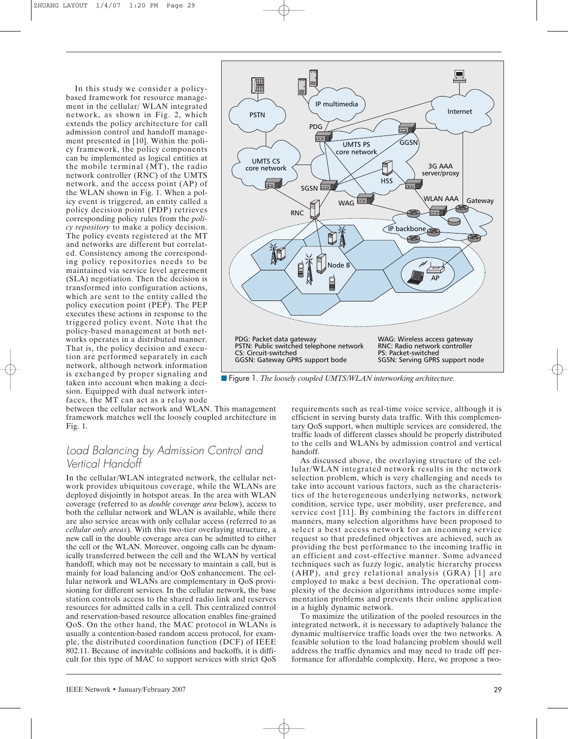In this study we consider a policy-based framework for resource management in the cellular/ WLAN integrated network, as shown in Fig. 2, which extends the policy architecture for call admission control and handoff management presented in [10]. Within the policy framework, the policy components can be implemented as logical entities at the mobile terminal (MT), the radio network controller (RNC) of the UMTS network, and the access point (AP) of the WLAN shown in Fig. 1. When a policy event is triggered, an entity called a policy decision point (PDP) retrieves corresponding policy rules from the *policy repository* to make a policy decision. The policy events registered at the MT and networks are different but correlated. Consistency among the corresponding policy repositories needs to be maintained via service level agreement (SLA) negotiation. Then the decision is transformed into configuration actions, which are sent to the entity called the policy execution point (PEP). The PEP executes these actions in response to the triggered policy event. Note that the policy-based management at both networks operates in a distributed manner. That is, the policy decision and execution are performed separately in each network, although network information is exchanged by proper signaling and taken into account when making a decision. Equipped with dual network interfaces, the MT can act as a relay node between the cellular network and WLAN. This management framework matches well the loosely coupled architecture in Fig. 1.

PDG: Packet data gateway
PSTN: Public switched telephone network
CS: Circuit-switched
GGSN: Gateway GPRS support bode
WAG: Wireless access gateway
RNC: Radio network controller
PS: Packet-switched
SGSN: Serving GPRS support node

Figure 1. *The loosely coupled UMTS/WLAN interworking architecture.*

## Load Balancing by Admission Control and Vertical Handoff

In the cellular/WLAN integrated network, the cellular network provides ubiquitous coverage, while the WLANs are deployed disjointly in hotspot areas. In the area with WLAN coverage (referred to as *double coverage area* below), access to both the cellular network and WLAN is available, while there are also service areas with only cellular access (referred to as *cellular only areas*). With this two-tier overlaying structure, a new call in the double coverage area can be admitted to either the cell or the WLAN. Moreover, ongoing calls can be dynamically transferred between the cell and the WLAN by vertical handoff, which may not be necessary to maintain a call, but is mainly for load balancing and/or QoS enhancement. The cellular network and WLANs are complementary in QoS provisioning for different services. In the cellular network, the base station controls access to the shared radio link and reserves resources for admitted calls in a cell. This centralized control and reservation-based resource allocation enables fine-grained QoS. On the other hand, the MAC protocol in WLANs is usually a contention-based random access protocol, for example, the distributed coordination function (DCF) of IEEE 802.11. Because of inevitable collisions and backoffs, it is difficult for this type of MAC to support services with strict QoS requirements such as real-time voice service, although it is efficient in serving bursty data traffic. With this complementary QoS support, when multiple services are considered, the traffic loads of different classes should be properly distributed to the cells and WLANs by admission control and vertical handoff.

As discussed above, the overlaying structure of the cellular/WLAN integrated network results in the network selection problem, which is very challenging and needs to take into account various factors, such as the characteristics of the heterogeneous underlying networks, network condition, service type, user mobility, user preference, and service cost [11]. By combining the factors in different manners, many selection algorithms have been proposed to select a best access network for an incoming service request so that predefined objectives are achieved, such as providing the best performance to the incoming traffic in an efficient and cost-effective manner. Some advanced techniques such as fuzzy logic, analytic hierarchy process (AHP), and grey relational analysis (GRA) [1] are employed to make a best decision. The operational complexity of the decision algorithms introduces some implementation problems and prevents their online application in a highly dynamic network.

To maximize the utilization of the pooled resources in the integrated network, it is necessary to adaptively balance the dynamic multiservice traffic loads over the two networks. A feasible solution to the load balancing problem should well address the traffic dynamics and may need to trade off performance for affordable complexity. Here, we propose a two-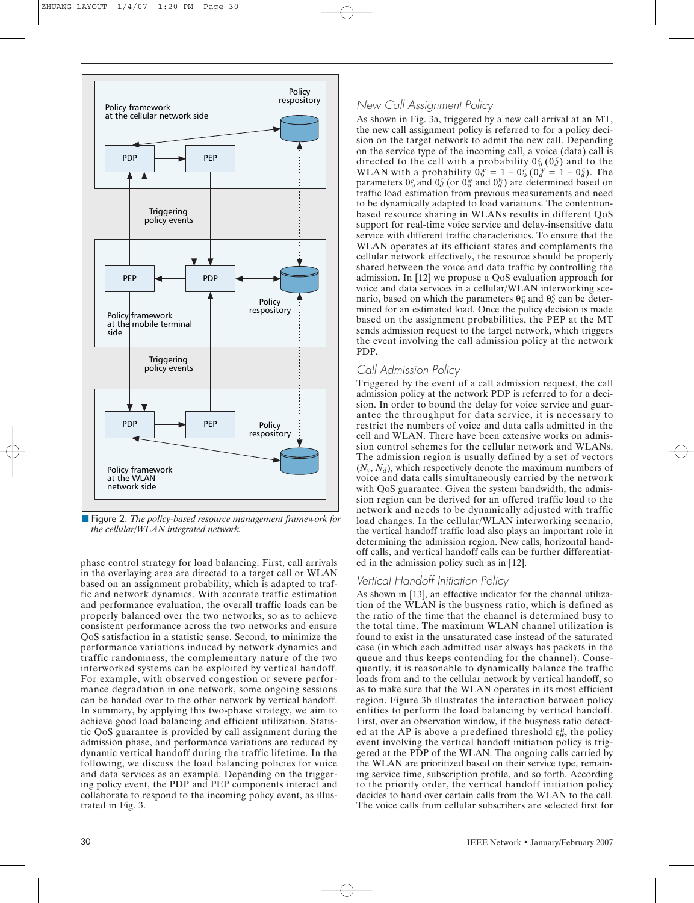Policy framework at the cellular network side

Policy respository

PDP

PEP

Triggering policy events

PEP

PDP

Policy respository

Policy framework at the mobile terminal side

Triggering policy events

PDP

PEP

Policy respository

Policy framework at the WLAN network side

■ Figure 2. *The policy-based resource management framework for the cellular/WLAN integrated network.*

phase control strategy for load balancing. First, call arrivals in the overlaying area are directed to a target cell or WLAN based on an assignment probability, which is adapted to traffic and network dynamics. With accurate traffic estimation and performance evaluation, the overall traffic loads can be properly balanced over the two networks, so as to achieve consistent performance across the two networks and ensure QoS satisfaction in a statistic sense. Second, to minimize the performance variations induced by network dynamics and traffic randomness, the complementary nature of the two interworked systems can be exploited by vertical handoff. For example, with observed congestion or severe performance degradation in one network, some ongoing sessions can be handed over to the other network by vertical handoff. In summary, by applying this two-phase strategy, we aim to achieve good load balancing and efficient utilization. Statistic QoS guarantee is provided by call assignment during the admission phase, and performance variations are reduced by dynamic vertical handoff during the traffic lifetime. In the following, we discuss the load balancing policies for voice and data services as an example. Depending on the triggering policy event, the PDP and PEP components interact and collaborate to respond to the incoming policy event, as illustrated in Fig. 3.

## New Call Assignment Policy

As shown in Fig. 3a, triggered by a new call arrival at an MT, the new call assignment policy is referred to for a policy decision on the target network to admit the new call. Depending on the service type of the incoming call, a voice (data) call is directed to the cell with a probability $\theta_v^c$ ($\theta_d^c$) and to the WLAN with a probability $\theta_v^w = 1 - \theta_v^c$ ($\theta_d^w = 1 - \theta_d^c$). The parameters $\theta_v^c$ and $\theta_d^c$ (or $\theta_v^w$ and $\theta_d^w$) are determined based on traffic load estimation from previous measurements and need to be dynamically adapted to load variations. The contention-based resource sharing in WLANs results in different QoS support for real-time voice service and delay-insensitive data service with different traffic characteristics. To ensure that the WLAN operates at its efficient states and complements the cellular network effectively, the resource should be properly shared between the voice and data traffic by controlling the admission. In [12] we propose a QoS evaluation approach for voice and data services in a cellular/WLAN interworking scenario, based on which the parameters $\theta_v^c$ and $\theta_d^c$ can be determined for an estimated load. Once the policy decision is made based on the assignment probabilities, the PEP at the MT sends admission request to the target network, which triggers the event involving the call admission policy at the network PDP.

## Call Admission Policy

Triggered by the event of a call admission request, the call admission policy at the network PDP is referred to for a decision. In order to bound the delay for voice service and guarantee the throughput for data service, it is necessary to restrict the numbers of voice and data calls admitted in the cell and WLAN. There have been extensive works on admission control schemes for the cellular network and WLANs. The admission region is usually defined by a set of vectors ($N_v$, $N_d$), which respectively denote the maximum numbers of voice and data calls simultaneously carried by the network with QoS guarantee. Given the system bandwidth, the admission region can be derived for an offered traffic load to the network and needs to be dynamically adjusted with traffic load changes. In the cellular/WLAN interworking scenario, the vertical handoff traffic load also plays an important role in determining the admission region. New calls, horizontal handoff calls, and vertical handoff calls can be further differentiated in the admission policy such as in [12].

## Vertical Handoff Initiation Policy

As shown in [13], an effective indicator for the channel utilization of the WLAN is the busyness ratio, which is defined as the ratio of the time that the channel is determined busy to the total time. The maximum WLAN channel utilization is found to exist in the unsaturated case instead of the saturated case (in which each admitted user always has packets in the queue and thus keeps contending for the channel). Consequently, it is reasonable to dynamically balance the traffic loads from and to the cellular network by vertical handoff, so as to make sure that the WLAN operates in its most efficient region. Figure 3b illustrates the interaction between policy entities to perform the load balancing by vertical handoff. First, over an observation window, if the busyness ratio detected at the AP is above a predefined threshold $\varepsilon_w^u$, the policy event involving the vertical handoff initiation policy is triggered at the PDP of the WLAN. The ongoing calls carried by the WLAN are prioritized based on their service type, remaining service time, subscription profile, and so forth. According to the priority order, the vertical handoff initiation policy decides to hand over certain calls from the WLAN to the cell. The voice calls from cellular subscribers are selected first for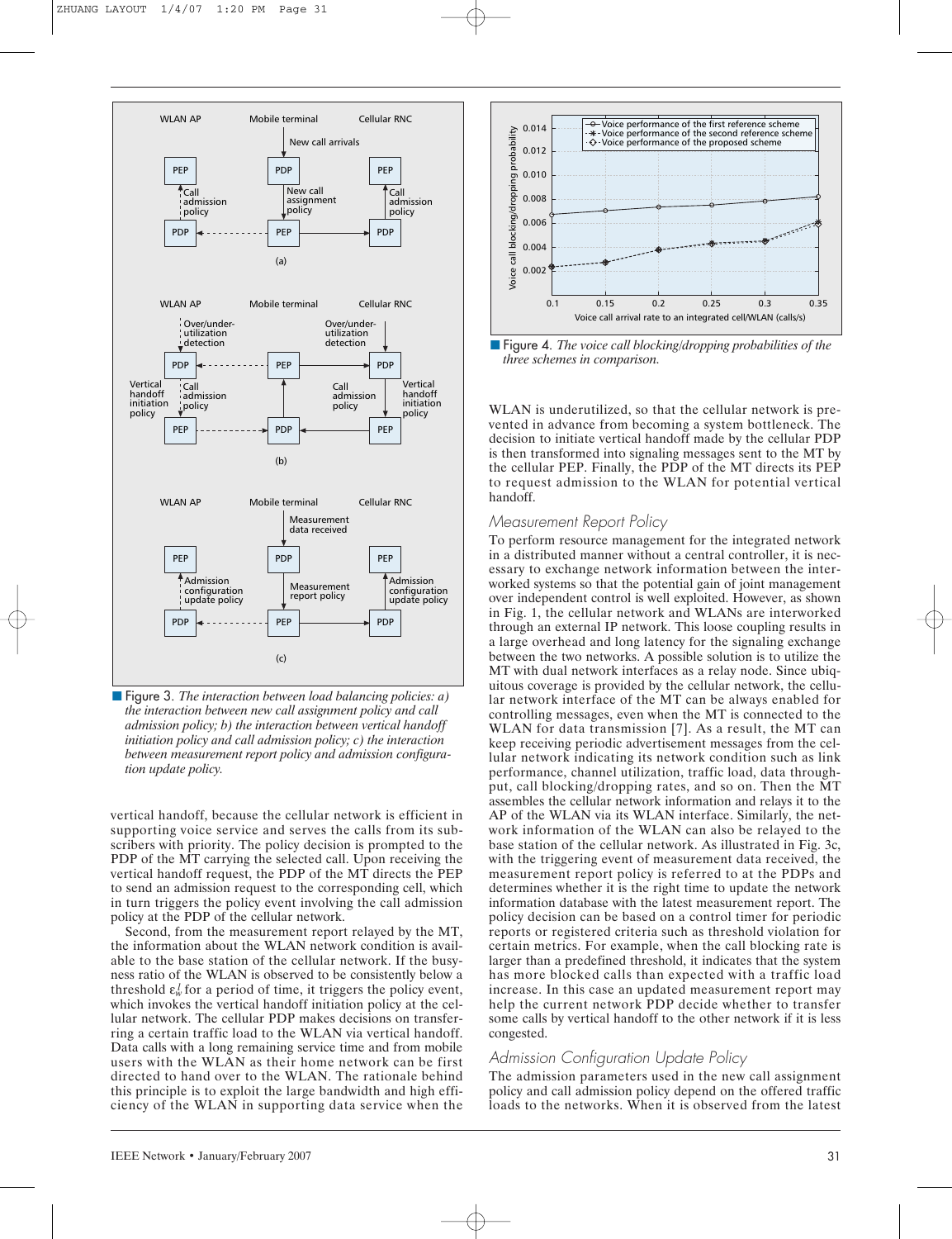WLAN AP
Mobile terminal
Cellular RNC
New call arrivals
PEP
PDP
PEP
Call admission policy
New call assignment policy
Call admission policy
PDP
PEP
PDP
(a)

WLAN AP
Mobile terminal
Cellular RNC
Over/under-utilization detection
Over/under-utilization detection
PDP
PEP
PDP
Vertical handoff initiation policy
Call admission policy
Call admission policy
Vertical handoff initiation policy
PEP
PDP
PEP
(b)

WLAN AP
Mobile terminal
Cellular RNC
Measurement data received
PEP
PDP
PEP
Admission configuration update policy
Measurement report policy
Admission configuration update policy
PDP
PEP
PDP
(c)

Figure 3. *The interaction between load balancing policies: a) the interaction between new call assignment policy and call admission policy; b) the interaction between vertical handoff initiation policy and call admission policy; c) the interaction between measurement report policy and admission configuration update policy.*

vertical handoff, because the cellular network is efficient in supporting voice service and serves the calls from its subscribers with priority. The policy decision is prompted to the PDP of the MT carrying the selected call. Upon receiving the vertical handoff request, the PDP of the MT directs the PEP to send an admission request to the corresponding cell, which in turn triggers the policy event involving the call admission policy at the PDP of the cellular network.

Second, from the measurement report relayed by the MT, the information about the WLAN network condition is available to the base station of the cellular network. If the busyness ratio of the WLAN is observed to be consistently below a threshold $\varepsilon_w^l$ for a period of time, it triggers the policy event, which invokes the vertical handoff initiation policy at the cellular network. The cellular PDP makes decisions on transferring a certain traffic load to the WLAN via vertical handoff. Data calls with a long remaining service time and from mobile users with the WLAN as their home network can be first directed to hand over to the WLAN. The rationale behind this principle is to exploit the large bandwidth and high efficiency of the WLAN in supporting data service when the WLAN is underutilized, so that the cellular network is prevented in advance from becoming a system bottleneck. The decision to initiate vertical handoff made by the cellular PDP is then transformed into signaling messages sent to the MT by the cellular PEP. Finally, the PDP of the MT directs its PEP to request admission to the WLAN for potential vertical handoff.

Voice performance of the first reference scheme
Voice performance of the second reference scheme
Voice performance of the proposed scheme
Voice call blocking/dropping probability
0.014
0.012
0.010
0.008
0.006
0.004
0.002
0.1
0.15
0.2
0.25
0.3
0.35
Voice call arrival rate to an integrated cell/WLAN (calls/s)

Figure 4. *The voice call blocking/dropping probabilities of the three schemes in comparison.*

### *Measurement Report Policy*

To perform resource management for the integrated network in a distributed manner without a central controller, it is necessary to exchange network information between the interworked systems so that the potential gain of joint management over independent control is well exploited. However, as shown in Fig. 1, the cellular network and WLANs are interworked through an external IP network. This loose coupling results in a large overhead and long latency for the signaling exchange between the two networks. A possible solution is to utilize the MT with dual network interfaces as a relay node. Since ubiquitous coverage is provided by the cellular network, the cellular network interface of the MT can be always enabled for controlling messages, even when the MT is connected to the WLAN for data transmission [7]. As a result, the MT can keep receiving periodic advertisement messages from the cellular network indicating its network condition such as link performance, channel utilization, traffic load, data throughput, call blocking/dropping rates, and so on. Then the MT assembles the cellular network information and relays it to the AP of the WLAN via its WLAN interface. Similarly, the network information of the WLAN can also be relayed to the base station of the cellular network. As illustrated in Fig. 3c, with the triggering event of measurement data received, the measurement report policy is referred to at the PDPs and determines whether it is the right time to update the network information database with the latest measurement report. The policy decision can be based on a control timer for periodic reports or registered criteria such as threshold violation for certain metrics. For example, when the call blocking rate is larger than a predefined threshold, it indicates that the system has more blocked calls than expected with a traffic load increase. In this case an updated measurement report may help the current network PDP decide whether to transfer some calls by vertical handoff to the other network if it is less congested.

### *Admission Configuration Update Policy*

The admission parameters used in the new call assignment policy and call admission policy depend on the offered traffic loads to the networks. When it is observed from the latest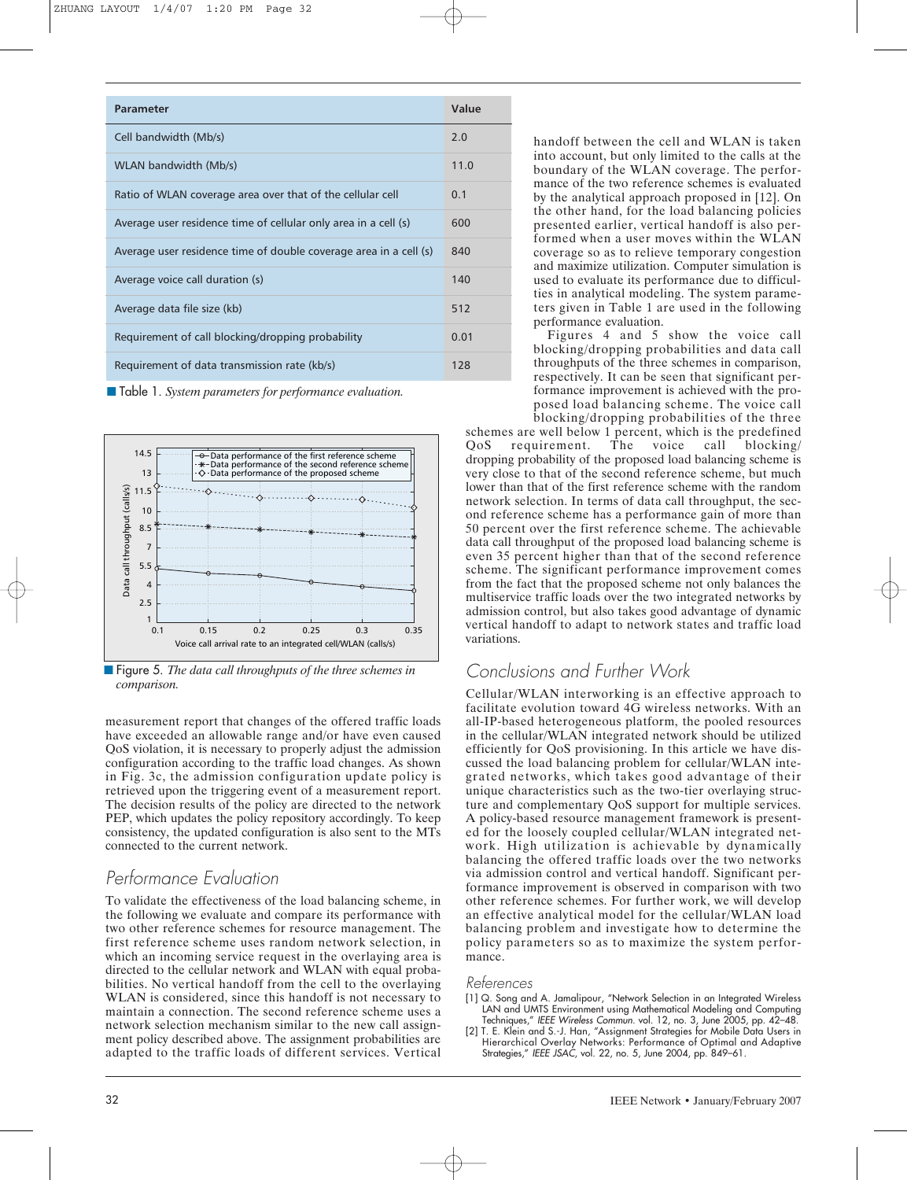| Parameter | Value |
|---|---|
| Cell bandwidth (Mb/s) | 2.0 |
| WLAN bandwidth (Mb/s) | 11.0 |
| Ratio of WLAN coverage area over that of the cellular cell | 0.1 |
| Average user residence time of cellular only area in a cell (s) | 600 |
| Average user residence time of double coverage area in a cell (s) | 840 |
| Average voice call duration (s) | 140 |
| Average data file size (kb) | 512 |
| Requirement of call blocking/dropping probability | 0.01 |
| Requirement of data transmission rate (kb/s) | 128 |

**Table 1.** *System parameters for performance evaluation.*

Data performance of the first reference scheme
Data performance of the second reference scheme
Data performance of the proposed scheme
Data call throughput (calls/s)
14.5
13
11.5
10
8.5
7
5.5
4
2.5
1
0.1
0.15
0.2
0.25
0.3
0.35
Voice call arrival rate to an integrated cell/WLAN (calls/s)

**Figure 5.** *The data call throughputs of the three schemes in comparison.*

measurement report that changes of the offered traffic loads have exceeded an allowable range and/or have even caused QoS violation, it is necessary to properly adjust the admission configuration according to the traffic load changes. As shown in Fig. 3c, the admission configuration update policy is retrieved upon the triggering event of a measurement report. The decision results of the policy are directed to the network PEP, which updates the policy repository accordingly. To keep consistency, the updated configuration is also sent to the MTs connected to the current network.

## Performance Evaluation

To validate the effectiveness of the load balancing scheme, in the following we evaluate and compare its performance with two other reference schemes for resource management. The first reference scheme uses random network selection, in which an incoming service request in the overlaying area is directed to the cellular network and WLAN with equal probabilities. No vertical handoff from the cell to the overlaying WLAN is considered, since this handoff is not necessary to maintain a connection. The second reference scheme uses a network selection mechanism similar to the new call assignment policy described above. The assignment probabilities are adapted to the traffic loads of different services. Vertical handoff between the cell and WLAN is taken into account, but only limited to the calls at the boundary of the WLAN coverage. The performance of the two reference schemes is evaluated by the analytical approach proposed in [12]. On the other hand, for the load balancing policies presented earlier, vertical handoff is also performed when a user moves within the WLAN coverage so as to relieve temporary congestion and maximize utilization. Computer simulation is used to evaluate its performance due to difficulties in analytical modeling. The system parameters given in Table 1 are used in the following performance evaluation.

Figures 4 and 5 show the voice call blocking/dropping probabilities and data call throughputs of the three schemes in comparison, respectively. It can be seen that significant performance improvement is achieved with the proposed load balancing scheme. The voice call blocking/dropping probabilities of the three schemes are well below 1 percent, which is the predefined QoS requirement. The voice call blocking/dropping probability of the proposed load balancing scheme is very close to that of the second reference scheme, but much lower than that of the first reference scheme with the random network selection. In terms of data call throughput, the second reference scheme has a performance gain of more than 50 percent over the first reference scheme. The achievable data call throughput of the proposed load balancing scheme is even 35 percent higher than that of the second reference scheme. The significant performance improvement comes from the fact that the proposed scheme not only balances the multiservice traffic loads over the two integrated networks by admission control, but also takes good advantage of dynamic vertical handoff to adapt to network states and traffic load variations.

## Conclusions and Further Work

Cellular/WLAN interworking is an effective approach to facilitate evolution toward 4G wireless networks. With an all-IP-based heterogeneous platform, the pooled resources in the cellular/WLAN integrated network should be utilized efficiently for QoS provisioning. In this article we have discussed the load balancing problem for cellular/WLAN integrated networks, which takes good advantage of their unique characteristics such as the two-tier overlaying structure and complementary QoS support for multiple services. A policy-based resource management framework is presented for the loosely coupled cellular/WLAN integrated network. High utilization is achievable by dynamically balancing the offered traffic loads over the two networks via admission control and vertical handoff. Significant performance improvement is observed in comparison with two other reference schemes. For further work, we will develop an effective analytical model for the cellular/WLAN load balancing problem and investigate how to determine the policy parameters so as to maximize the system performance.

## References

[1] Q. Song and A. Jamalipour, "Network Selection in an Integrated Wireless LAN and UMTS Environment using Mathematical Modeling and Computing Techniques," *IEEE Wireless Commun.* vol. 12, no. 3, June 2005, pp. 42–48.

[2] T. E. Klein and S.-J. Han, "Assignment Strategies for Mobile Data Users in Hierarchical Overlay Networks: Performance of Optimal and Adaptive Strategies," *IEEE JSAC*, vol. 22, no. 5, June 2004, pp. 849–61.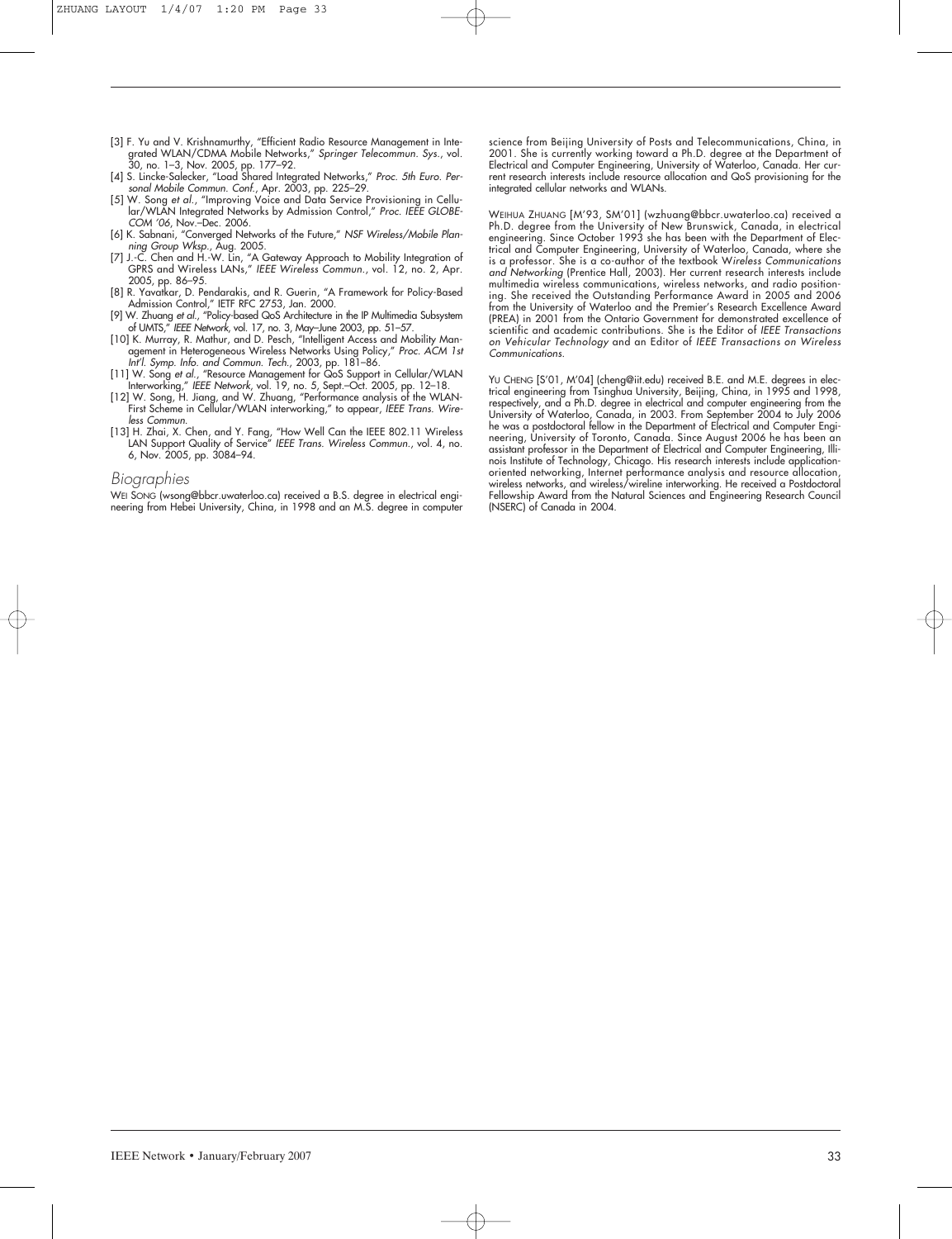[3] F. Yu and V. Krishnamurthy, "Efficient Radio Resource Management in Integrated WLAN/CDMA Mobile Networks," *Springer Telecommun. Sys.*, vol. 30, no. 1–3, Nov. 2005, pp. 177–92.

[4] S. Lincke-Salecker, "Load Shared Integrated Networks," *Proc. 5th Euro. Personal Mobile Commun. Conf.*, Apr. 2003, pp. 225–29.

[5] W. Song *et al.*, "Improving Voice and Data Service Provisioning in Cellular/WLAN Integrated Networks by Admission Control," *Proc. IEEE GLOBECOM '06*, Nov.–Dec. 2006.

[6] K. Sabnani, "Converged Networks of the Future," *NSF Wireless/Mobile Planning Group Wksp.*, Aug. 2005.

[7] J.-C. Chen and H.-W. Lin, "A Gateway Approach to Mobility Integration of GPRS and Wireless LANs," *IEEE Wireless Commun.*, vol. 12, no. 2, Apr. 2005, pp. 86–95.

[8] R. Yavatkar, D. Pendarakis, and R. Guerin, "A Framework for Policy-Based Admission Control," IETF RFC 2753, Jan. 2000.

[9] W. Zhuang *et al.*, "Policy-based QoS Architecture in the IP Multimedia Subsystem of UMTS," *IEEE Network*, vol. 17, no. 3, May–June 2003, pp. 51–57.

[10] K. Murray, R. Mathur, and D. Pesch, "Intelligent Access and Mobility Management in Heterogeneous Wireless Networks Using Policy," *Proc. ACM 1st Int'l. Symp. Info. and Commun. Tech.*, 2003, pp. 181–86.

[11] W. Song *et al.*, "Resource Management for QoS Support in Cellular/WLAN Interworking," *IEEE Network*, vol. 19, no. 5, Sept.–Oct. 2005, pp. 12–18.

[12] W. Song, H. Jiang, and W. Zhuang, "Performance analysis of the WLAN-First Scheme in Cellular/WLAN interworking," to appear, *IEEE Trans. Wireless Commun.*

[13] H. Zhai, X. Chen, and Y. Fang, "How Well Can the IEEE 802.11 Wireless LAN Support Quality of Service" *IEEE Trans. Wireless Commun.*, vol. 4, no. 6, Nov. 2005, pp. 3084–94.

## Biographies

WEI SONG (wsong@bbcr.uwaterloo.ca) received a B.S. degree in electrical engineering from Hebei University, China, in 1998 and an M.S. degree in computer science from Beijing University of Posts and Telecommunications, China, in 2001. She is currently working toward a Ph.D. degree at the Department of Electrical and Computer Engineering, University of Waterloo, Canada. Her current research interests include resource allocation and QoS provisioning for the integrated cellular networks and WLANs.

WEIHUA ZHUANG [M'93, SM'01] (wzhuang@bbcr.uwaterloo.ca) received a Ph.D. degree from the University of New Brunswick, Canada, in electrical engineering. Since October 1993 she has been with the Department of Electrical and Computer Engineering, University of Waterloo, Canada, where she is a professor. She is a co-author of the textbook *Wireless Communications and Networking* (Prentice Hall, 2003). Her current research interests include multimedia wireless communications, wireless networks, and radio positioning. She received the Outstanding Performance Award in 2005 and 2006 from the University of Waterloo and the Premier's Research Excellence Award (PREA) in 2001 from the Ontario Government for demonstrated excellence of scientific and academic contributions. She is the Editor of *IEEE Transactions on Vehicular Technology* and an Editor of *IEEE Transactions on Wireless Communications.*

YU CHENG [S'01, M'04] (cheng@iit.edu) received B.E. and M.E. degrees in electrical engineering from Tsinghua University, Beijing, China, in 1995 and 1998, respectively, and a Ph.D. degree in electrical and computer engineering from the University of Waterloo, Canada, in 2003. From September 2004 to July 2006 he was a postdoctoral fellow in the Department of Electrical and Computer Engineering, University of Toronto, Canada. Since August 2006 he has been an assistant professor in the Department of Electrical and Computer Engineering, Illinois Institute of Technology, Chicago. His research interests include application-oriented networking, Internet performance analysis and resource allocation, wireless networks, and wireless/wireline interworking. He received a Postdoctoral Fellowship Award from the Natural Sciences and Engineering Research Council (NSERC) of Canada in 2004.